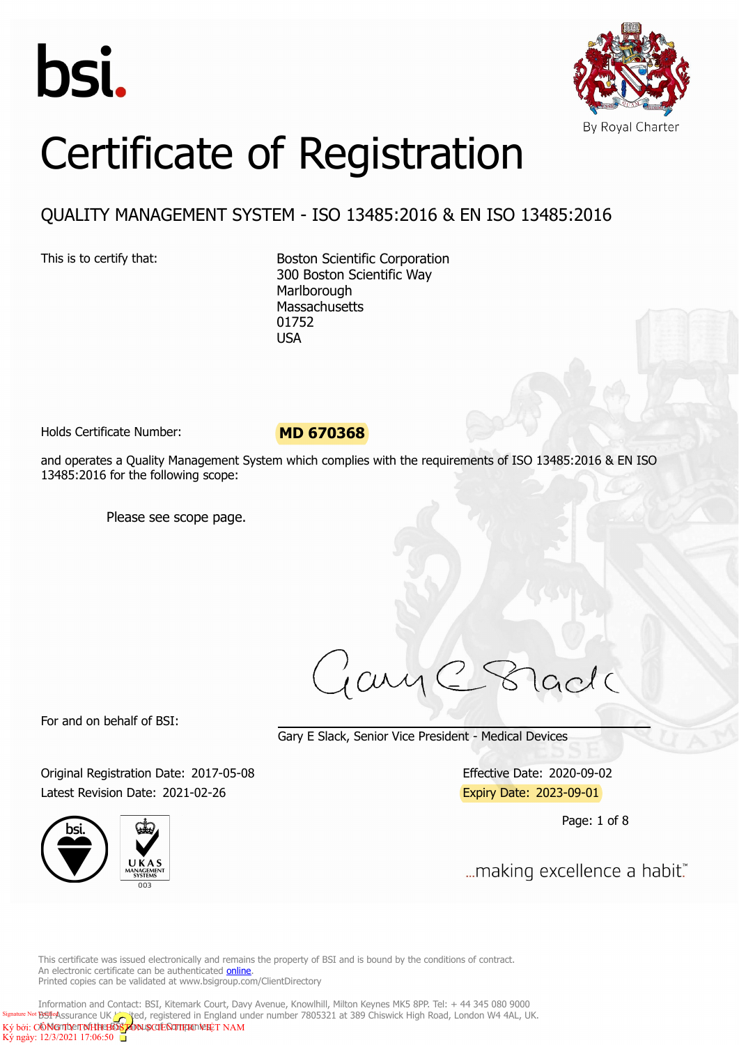bsi.

By Royal Charter

# Certificate of Registration

## QUALITY MANAGEMENT SYSTEM - ISO 13485:2016 & EN ISO 13485:2016

This is to certify that:

Boston Scientific Corporation
300 Boston Scientific Way
Marlborough
Massachusetts
01752
USA

Holds Certificate Number: **MD 670368**

and operates a Quality Management System which complies with the requirements of ISO 13485:2016 & EN ISO 13485:2016 for the following scope:

Please see scope page.

For and on behalf of BSI:

Gary E Slack, Senior Vice President - Medical Devices

Original Registration Date: 2017-05-08
Latest Revision Date: 2021-02-26

Effective Date: 2020-09-02
Expiry Date: 2023-09-01

...making excellence a habit.™

This certificate was issued electronically and remains the property of BSI and is bound by the conditions of contract.
An electronic certificate can be authenticated online.
Printed copies can be validated at www.bsigroup.com/ClientDirectory

Information and Contact: BSI, Kitemark Court, Davy Avenue, Knowlhill, Milton Keynes MK5 8PP. Tel: + 44 345 080 9000
BSI Assurance UK Limited, registered in England under number 7805321 at 389 Chiswick High Road, London W4 4AL, UK.

Signature Not Verified
Ký bởi: CÔNG TY TNHH BOSTON SCIENTIFIC VIỆT NAM
Ký ngày: 12/3/2021 17:06:50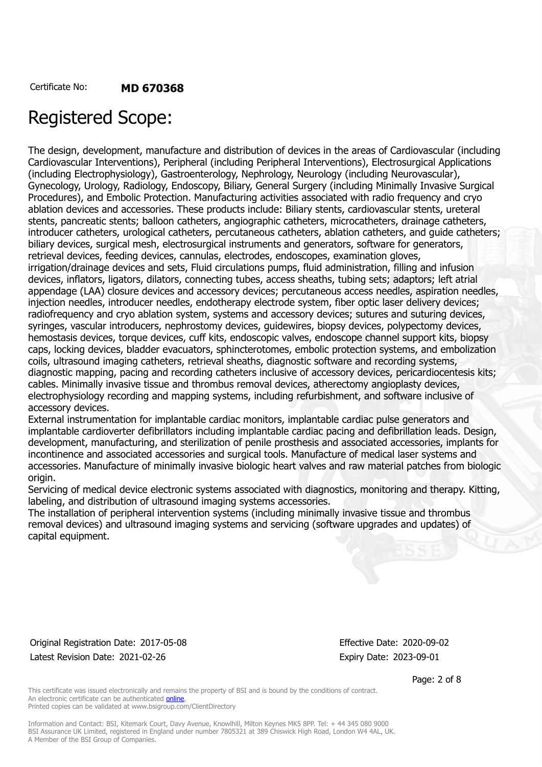Certificate No: **MD 670368**

# Registered Scope:

The design, development, manufacture and distribution of devices in the areas of Cardiovascular (including Cardiovascular Interventions), Peripheral (including Peripheral Interventions), Electrosurgical Applications (including Electrophysiology), Gastroenterology, Nephrology, Neurology (including Neurovascular), Gynecology, Urology, Radiology, Endoscopy, Biliary, General Surgery (including Minimally Invasive Surgical Procedures), and Embolic Protection. Manufacturing activities associated with radio frequency and cryo ablation devices and accessories. These products include: Biliary stents, cardiovascular stents, ureteral stents, pancreatic stents; balloon catheters, angiographic catheters, microcatheters, drainage catheters, introducer catheters, urological catheters, percutaneous catheters, ablation catheters, and guide catheters; biliary devices, surgical mesh, electrosurgical instruments and generators, software for generators, retrieval devices, feeding devices, cannulas, electrodes, endoscopes, examination gloves, irrigation/drainage devices and sets, Fluid circulations pumps, fluid administration, filling and infusion devices, inflators, ligators, dilators, connecting tubes, access sheaths, tubing sets; adaptors; left atrial appendage (LAA) closure devices and accessory devices; percutaneous access needles, aspiration needles, injection needles, introducer needles, endotherapy electrode system, fiber optic laser delivery devices; radiofrequency and cryo ablation system, systems and accessory devices; sutures and suturing devices, syringes, vascular introducers, nephrostomy devices, guidewires, biopsy devices, polypectomy devices, hemostasis devices, torque devices, cuff kits, endoscopic valves, endoscope channel support kits, biopsy caps, locking devices, bladder evacuators, sphincterotomes, embolic protection systems, and embolization coils, ultrasound imaging catheters, retrieval sheaths, diagnostic software and recording systems, diagnostic mapping, pacing and recording catheters inclusive of accessory devices, pericardiocentesis kits; cables. Minimally invasive tissue and thrombus removal devices, atherectomy angioplasty devices, electrophysiology recording and mapping systems, including refurbishment, and software inclusive of accessory devices.

External instrumentation for implantable cardiac monitors, implantable cardiac pulse generators and implantable cardioverter defibrillators including implantable cardiac pacing and defibrillation leads. Design, development, manufacturing, and sterilization of penile prosthesis and associated accessories, implants for incontinence and associated accessories and surgical tools. Manufacture of medical laser systems and accessories. Manufacture of minimally invasive biologic heart valves and raw material patches from biologic origin.

Servicing of medical device electronic systems associated with diagnostics, monitoring and therapy. Kitting, labeling, and distribution of ultrasound imaging systems accessories.

The installation of peripheral intervention systems (including minimally invasive tissue and thrombus removal devices) and ultrasound imaging systems and servicing (software upgrades and updates) of capital equipment.

Original Registration Date: 2017-05-08

Latest Revision Date: 2021-02-26

Effective Date: 2020-09-02

Expiry Date: 2023-09-01

This certificate was issued electronically and remains the property of BSI and is bound by the conditions of contract.
An electronic certificate can be authenticated online.
Printed copies can be validated at www.bsigroup.com/ClientDirectory

Information and Contact: BSI, Kitemark Court, Davy Avenue, Knowlhill, Milton Keynes MK5 8PP. Tel: + 44 345 080 9000
BSI Assurance UK Limited, registered in England under number 7805321 at 389 Chiswick High Road, London W4 4AL, UK.
A Member of the BSI Group of Companies.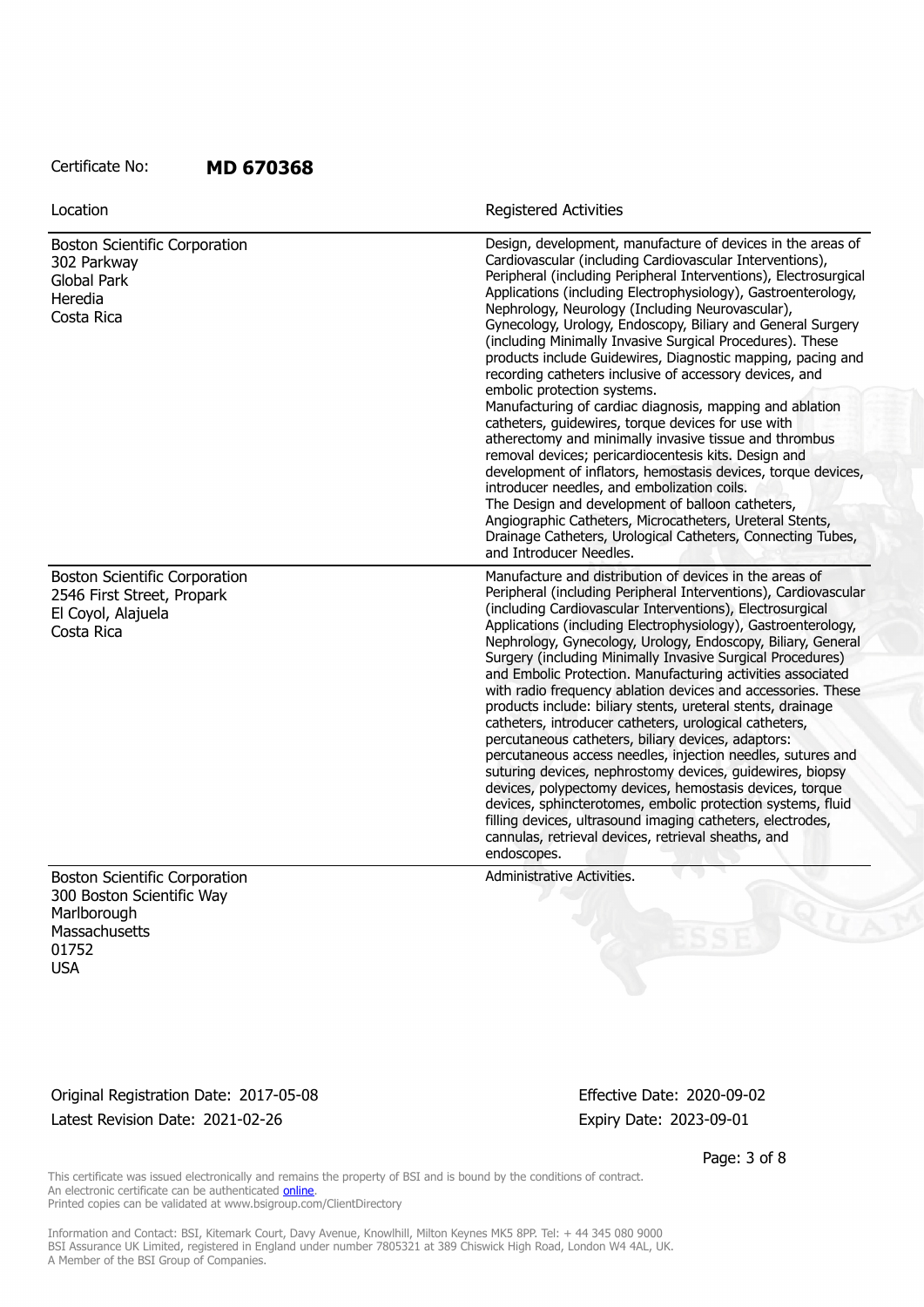Certificate No: **MD 670368**

| Location | Registered Activities |
| --- | --- |
| Boston Scientific Corporation<br>302 Parkway<br>Global Park<br>Heredia<br>Costa Rica | Design, development, manufacture of devices in the areas of Cardiovascular (including Cardiovascular Interventions), Peripheral (including Peripheral Interventions), Electrosurgical Applications (including Electrophysiology), Gastroenterology, Nephrology, Neurology (Including Neurovascular), Gynecology, Urology, Endoscopy, Biliary and General Surgery (including Minimally Invasive Surgical Procedures). These products include Guidewires, Diagnostic mapping, pacing and recording catheters inclusive of accessory devices, and embolic protection systems.<br>Manufacturing of cardiac diagnosis, mapping and ablation catheters, guidewires, torque devices for use with atherectomy and minimally invasive tissue and thrombus removal devices; pericardiocentesis kits. Design and development of inflators, hemostasis devices, torque devices, introducer needles, and embolization coils.<br>The Design and development of balloon catheters, Angiographic Catheters, Microcatheters, Ureteral Stents, Drainage Catheters, Urological Catheters, Connecting Tubes, and Introducer Needles. |
| Boston Scientific Corporation<br>2546 First Street, Propark<br>El Coyol, Alajuela<br>Costa Rica | Manufacture and distribution of devices in the areas of Peripheral (including Peripheral Interventions), Cardiovascular (including Cardiovascular Interventions), Electrosurgical Applications (including Electrophysiology), Gastroenterology, Nephrology, Gynecology, Urology, Endoscopy, Biliary, General Surgery (including Minimally Invasive Surgical Procedures) and Embolic Protection. Manufacturing activities associated with radio frequency ablation devices and accessories. These products include: biliary stents, ureteral stents, drainage catheters, introducer catheters, urological catheters, percutaneous catheters, biliary devices, adaptors: percutaneous access needles, injection needles, sutures and suturing devices, nephrostomy devices, guidewires, biopsy devices, polypectomy devices, hemostasis devices, torque devices, sphincterotomes, embolic protection systems, fluid filling devices, ultrasound imaging catheters, electrodes, cannulas, retrieval devices, retrieval sheaths, and endoscopes. |
| Boston Scientific Corporation<br>300 Boston Scientific Way<br>Marlborough<br>Massachusetts<br>01752<br>USA | Administrative Activities. |

Original Registration Date: 2017-05-08

Latest Revision Date: 2021-02-26

Effective Date: 2020-09-02

Expiry Date: 2023-09-01

This certificate was issued electronically and remains the property of BSI and is bound by the conditions of contract.
An electronic certificate can be authenticated online.
Printed copies can be validated at www.bsigroup.com/ClientDirectory

Information and Contact: BSI, Kitemark Court, Davy Avenue, Knowlhill, Milton Keynes MK5 8PP. Tel: + 44 345 080 9000
BSI Assurance UK Limited, registered in England under number 7805321 at 389 Chiswick High Road, London W4 4AL, UK.
A Member of the BSI Group of Companies.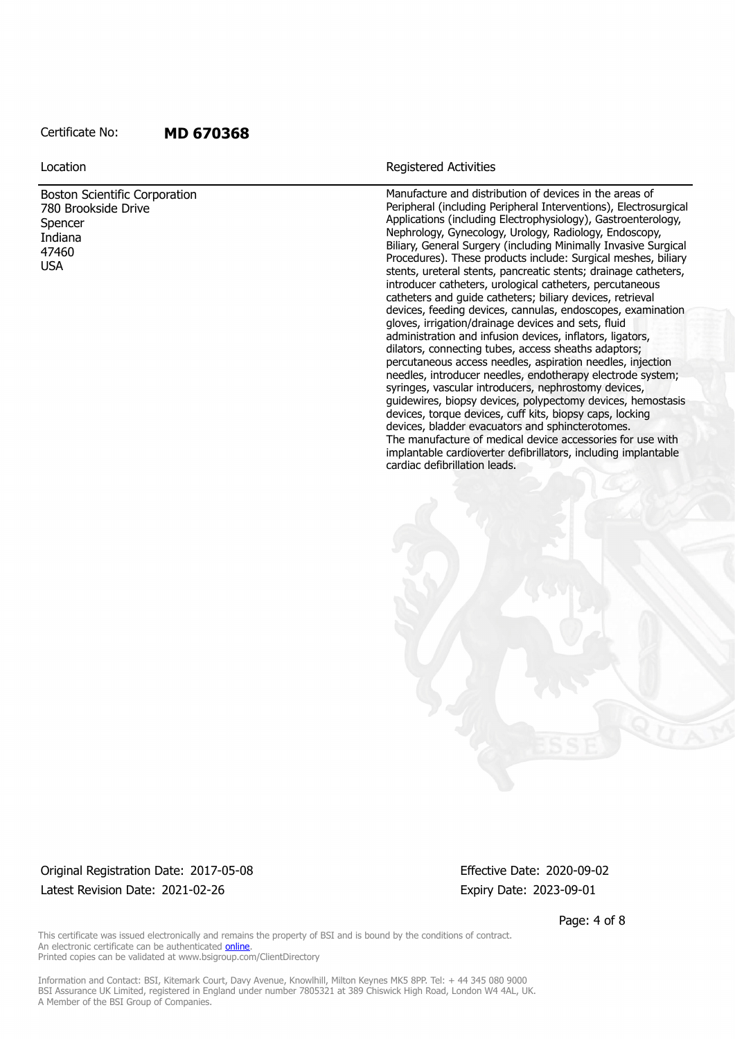Certificate No: **MD 670368**

| Location | Registered Activities |
| --- | --- |
| Boston Scientific Corporation<br>780 Brookside Drive<br>Spencer<br>Indiana<br>47460<br>USA | Manufacture and distribution of devices in the areas of Peripheral (including Peripheral Interventions), Electrosurgical Applications (including Electrophysiology), Gastroenterology, Nephrology, Gynecology, Urology, Radiology, Endoscopy, Biliary, General Surgery (including Minimally Invasive Surgical Procedures). These products include: Surgical meshes, biliary stents, ureteral stents, pancreatic stents; drainage catheters, introducer catheters, urological catheters, percutaneous catheters and guide catheters; biliary devices, retrieval devices, feeding devices, cannulas, endoscopes, examination gloves, irrigation/drainage devices and sets, fluid administration and infusion devices, inflators, ligators, dilators, connecting tubes, access sheaths adaptors; percutaneous access needles, aspiration needles, injection needles, introducer needles, endotherapy electrode system; syringes, vascular introducers, nephrostomy devices, guidewires, biopsy devices, polypectomy devices, hemostasis devices, torque devices, cuff kits, biopsy caps, locking devices, bladder evacuators and sphincterotomes.<br>The manufacture of medical device accessories for use with implantable cardioverter defibrillators, including implantable cardiac defibrillation leads. |

Original Registration Date: 2017-05-08

Latest Revision Date: 2021-02-26

Effective Date: 2020-09-02

Expiry Date: 2023-09-01

This certificate was issued electronically and remains the property of BSI and is bound by the conditions of contract.
An electronic certificate can be authenticated online.
Printed copies can be validated at www.bsigroup.com/ClientDirectory

Information and Contact: BSI, Kitemark Court, Davy Avenue, Knowlhill, Milton Keynes MK5 8PP. Tel: + 44 345 080 9000
BSI Assurance UK Limited, registered in England under number 7805321 at 389 Chiswick High Road, London W4 4AL, UK.
A Member of the BSI Group of Companies.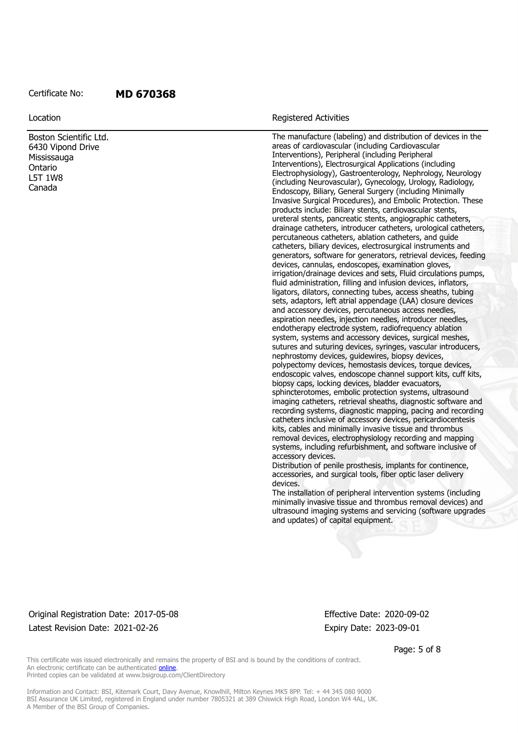Certificate No: **MD 670368**

| Location | Registered Activities |
| --- | --- |
| Boston Scientific Ltd.<br>6430 Vipond Drive<br>Mississauga<br>Ontario<br>L5T 1W8<br>Canada | The manufacture (labeling) and distribution of devices in the areas of cardiovascular (including Cardiovascular Interventions), Peripheral (including Peripheral Interventions), Electrosurgical Applications (including Electrophysiology), Gastroenterology, Nephrology, Neurology (including Neurovascular), Gynecology, Urology, Radiology, Endoscopy, Biliary, General Surgery (including Minimally Invasive Surgical Procedures), and Embolic Protection. These products include: Biliary stents, cardiovascular stents, ureteral stents, pancreatic stents, angiographic catheters, drainage catheters, introducer catheters, urological catheters, percutaneous catheters, ablation catheters, and guide catheters, biliary devices, electrosurgical instruments and generators, software for generators, retrieval devices, feeding devices, cannulas, endoscopes, examination gloves, irrigation/drainage devices and sets, Fluid circulations pumps, fluid administration, filling and infusion devices, inflators, ligators, dilators, connecting tubes, access sheaths, tubing sets, adaptors, left atrial appendage (LAA) closure devices and accessory devices, percutaneous access needles, aspiration needles, injection needles, introducer needles, endotherapy electrode system, radiofrequency ablation system, systems and accessory devices, surgical meshes, sutures and suturing devices, syringes, vascular introducers, nephrostomy devices, guidewires, biopsy devices, polypectomy devices, hemostasis devices, torque devices, endoscopic valves, endoscope channel support kits, cuff kits, biopsy caps, locking devices, bladder evacuators, sphincterotomes, embolic protection systems, ultrasound imaging catheters, retrieval sheaths, diagnostic software and recording systems, diagnostic mapping, pacing and recording catheters inclusive of accessory devices, pericardiocentesis kits, cables and minimally invasive tissue and thrombus removal devices, electrophysiology recording and mapping systems, including refurbishment, and software inclusive of accessory devices.<br>Distribution of penile prosthesis, implants for continence, accessories, and surgical tools, fiber optic laser delivery devices.<br>The installation of peripheral intervention systems (including minimally invasive tissue and thrombus removal devices) and ultrasound imaging systems and servicing (software upgrades and updates) of capital equipment. |

Original Registration Date: 2017-05-08 Effective Date: 2020-09-02

Latest Revision Date: 2021-02-26 Expiry Date: 2023-09-01

This certificate was issued electronically and remains the property of BSI and is bound by the conditions of contract.
An electronic certificate can be authenticated online.
Printed copies can be validated at www.bsigroup.com/ClientDirectory

Information and Contact: BSI, Kitemark Court, Davy Avenue, Knowlhill, Milton Keynes MK5 8PP. Tel: + 44 345 080 9000
BSI Assurance UK Limited, registered in England under number 7805321 at 389 Chiswick High Road, London W4 4AL, UK.
A Member of the BSI Group of Companies.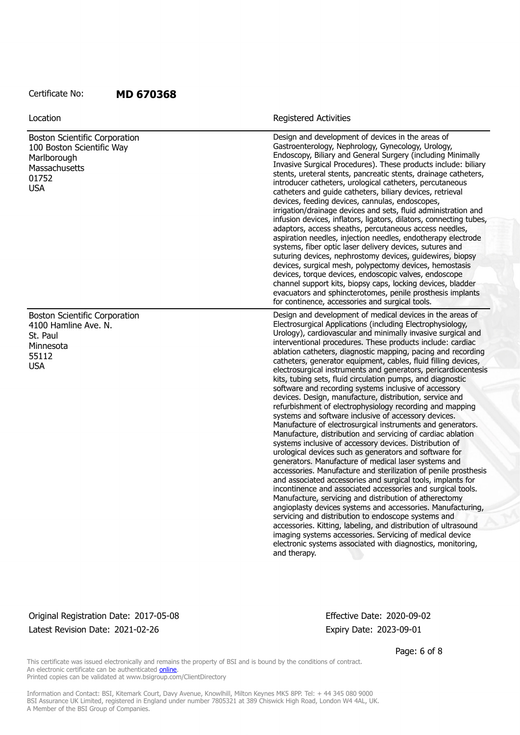Certificate No: **MD 670368**

| Location | Registered Activities |
| --- | --- |
| Boston Scientific Corporation<br>100 Boston Scientific Way<br>Marlborough<br>Massachusetts<br>01752<br>USA | Design and development of devices in the areas of Gastroenterology, Nephrology, Gynecology, Urology, Endoscopy, Biliary and General Surgery (including Minimally Invasive Surgical Procedures). These products include: biliary stents, ureteral stents, pancreatic stents, drainage catheters, introducer catheters, urological catheters, percutaneous catheters and guide catheters, biliary devices, retrieval devices, feeding devices, cannulas, endoscopes, irrigation/drainage devices and sets, fluid administration and infusion devices, inflators, ligators, dilators, connecting tubes, adaptors, access sheaths, percutaneous access needles, aspiration needles, injection needles, endotherapy electrode systems, fiber optic laser delivery devices, sutures and suturing devices, nephrostomy devices, guidewires, biopsy devices, surgical mesh, polypectomy devices, hemostasis devices, torque devices, endoscopic valves, endoscope channel support kits, biopsy caps, locking devices, bladder evacuators and sphincterotomes, penile prosthesis implants for continence, accessories and surgical tools. |
| Boston Scientific Corporation<br>4100 Hamline Ave. N.<br>St. Paul<br>Minnesota<br>55112<br>USA | Design and development of medical devices in the areas of Electrosurgical Applications (including Electrophysiology, Urology), cardiovascular and minimally invasive surgical and interventional procedures. These products include: cardiac ablation catheters, diagnostic mapping, pacing and recording catheters, generator equipment, cables, fluid filling devices, electrosurgical instruments and generators, pericardiocentesis kits, tubing sets, fluid circulation pumps, and diagnostic software and recording systems inclusive of accessory devices. Design, manufacture, distribution, service and refurbishment of electrophysiology recording and mapping systems and software inclusive of accessory devices. Manufacture of electrosurgical instruments and generators. Manufacture, distribution and servicing of cardiac ablation systems inclusive of accessory devices. Distribution of urological devices such as generators and software for generators. Manufacture of medical laser systems and accessories. Manufacture and sterilization of penile prosthesis and associated accessories and surgical tools, implants for incontinence and associated accessories and surgical tools. Manufacture, servicing and distribution of atherectomy angioplasty devices systems and accessories. Manufacturing, servicing and distribution to endoscope systems and accessories. Kitting, labeling, and distribution of ultrasound imaging systems accessories. Servicing of medical device electronic systems associated with diagnostics, monitoring, and therapy. |

Original Registration Date: 2017-05-08
Latest Revision Date: 2021-02-26

Effective Date: 2020-09-02
Expiry Date: 2023-09-01

This certificate was issued electronically and remains the property of BSI and is bound by the conditions of contract.
An electronic certificate can be authenticated online.
Printed copies can be validated at www.bsigroup.com/ClientDirectory

Information and Contact: BSI, Kitemark Court, Davy Avenue, Knowlhill, Milton Keynes MK5 8PP. Tel: + 44 345 080 9000
BSI Assurance UK Limited, registered in England under number 7805321 at 389 Chiswick High Road, London W4 4AL, UK.
A Member of the BSI Group of Companies.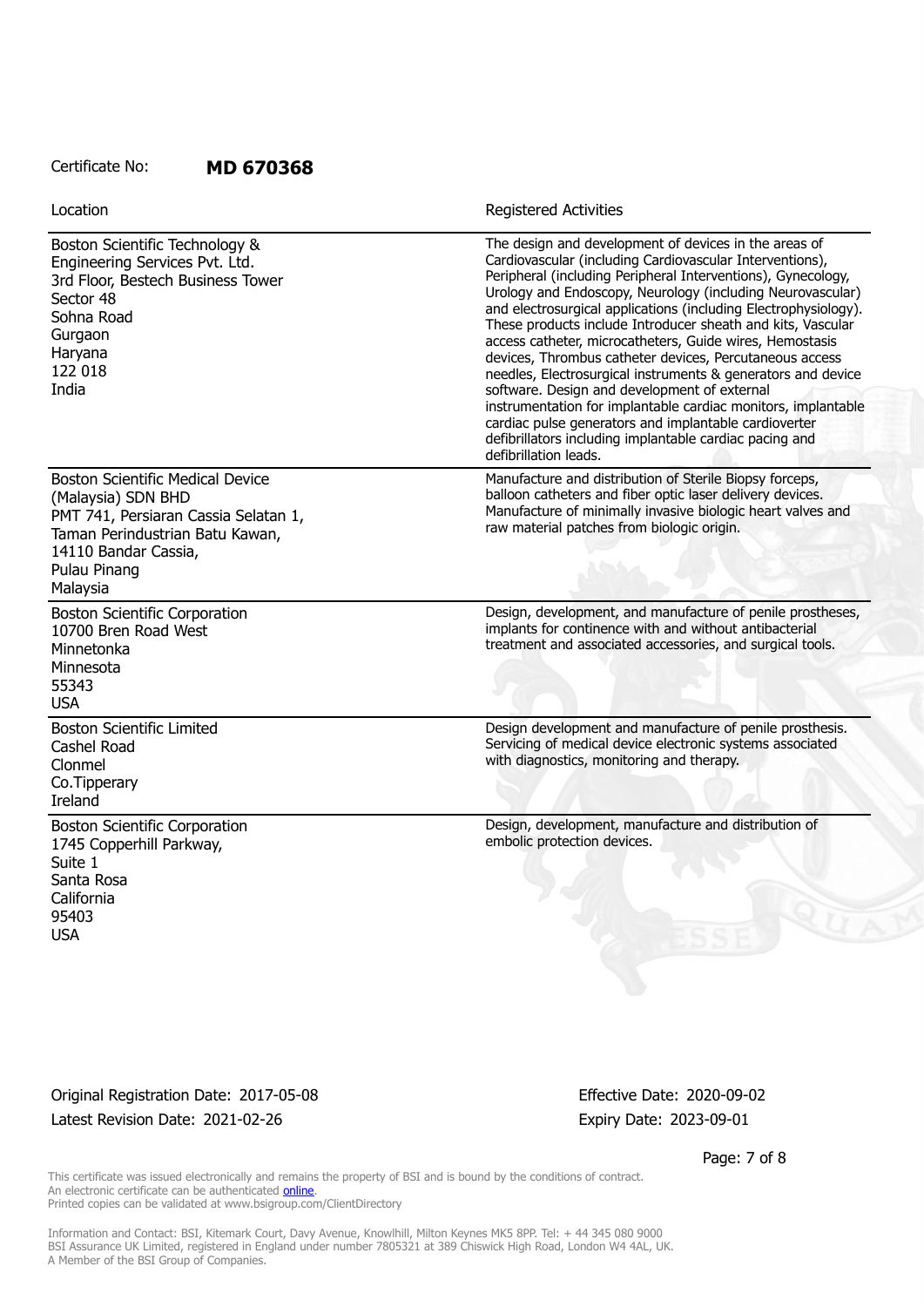Certificate No: **MD 670368**

| Location | Registered Activities |
|---|---|
| Boston Scientific Technology & Engineering Services Pvt. Ltd.<br>3rd Floor, Bestech Business Tower<br>Sector 48<br>Sohna Road<br>Gurgaon<br>Haryana<br>122 018<br>India | The design and development of devices in the areas of Cardiovascular (including Cardiovascular Interventions), Peripheral (including Peripheral Interventions), Gynecology, Urology and Endoscopy, Neurology (including Neurovascular) and electrosurgical applications (including Electrophysiology). These products include Introducer sheath and kits, Vascular access catheter, microcatheters, Guide wires, Hemostasis devices, Thrombus catheter devices, Percutaneous access needles, Electrosurgical instruments & generators and device software. Design and development of external instrumentation for implantable cardiac monitors, implantable cardiac pulse generators and implantable cardioverter defibrillators including implantable cardiac pacing and defibrillation leads. |
| Boston Scientific Medical Device (Malaysia) SDN BHD<br>PMT 741, Persiaran Cassia Selatan 1,<br>Taman Perindustrian Batu Kawan,<br>14110 Bandar Cassia,<br>Pulau Pinang<br>Malaysia | Manufacture and distribution of Sterile Biopsy forceps, balloon catheters and fiber optic laser delivery devices. Manufacture of minimally invasive biologic heart valves and raw material patches from biologic origin. |
| Boston Scientific Corporation<br>10700 Bren Road West<br>Minnetonka<br>Minnesota<br>55343<br>USA | Design, development, and manufacture of penile prostheses, implants for continence with and without antibacterial treatment and associated accessories, and surgical tools. |
| Boston Scientific Limited<br>Cashel Road<br>Clonmel<br>Co.Tipperary<br>Ireland | Design development and manufacture of penile prosthesis. Servicing of medical device electronic systems associated with diagnostics, monitoring and therapy. |
| Boston Scientific Corporation<br>1745 Copperhill Parkway,<br>Suite 1<br>Santa Rosa<br>California<br>95403<br>USA | Design, development, manufacture and distribution of embolic protection devices. |

Original Registration Date: 2017-05-08
Latest Revision Date: 2021-02-26

Effective Date: 2020-09-02
Expiry Date: 2023-09-01

This certificate was issued electronically and remains the property of BSI and is bound by the conditions of contract.
An electronic certificate can be authenticated online.
Printed copies can be validated at www.bsigroup.com/ClientDirectory

Information and Contact: BSI, Kitemark Court, Davy Avenue, Knowlhill, Milton Keynes MK5 8PP. Tel: + 44 345 080 9000
BSI Assurance UK Limited, registered in England under number 7805321 at 389 Chiswick High Road, London W4 4AL, UK.
A Member of the BSI Group of Companies.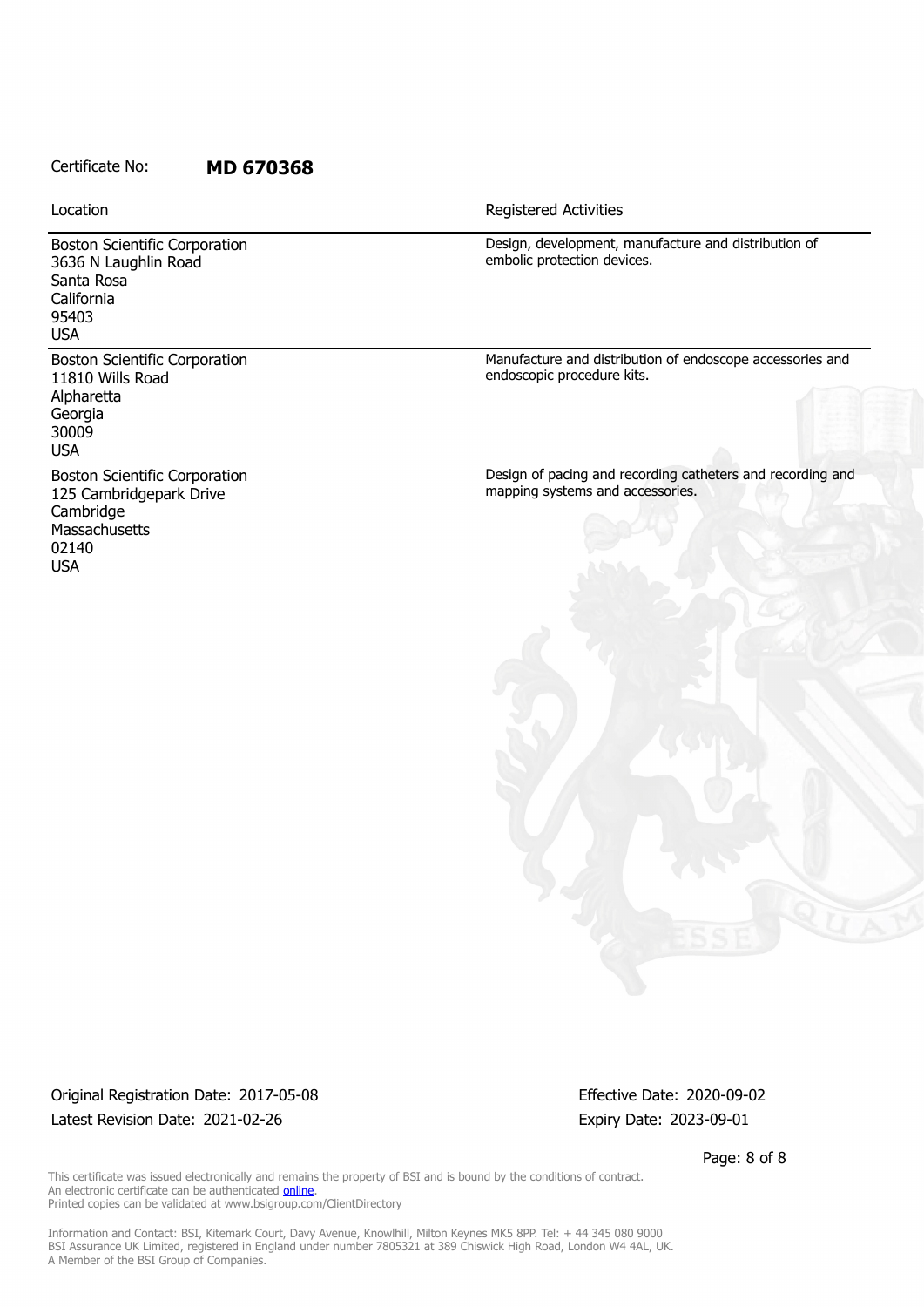Certificate No: **MD 670368**

| Location | Registered Activities |
| --- | --- |
| Boston Scientific Corporation<br>3636 N Laughlin Road<br>Santa Rosa<br>California<br>95403<br>USA | Design, development, manufacture and distribution of embolic protection devices. |
| Boston Scientific Corporation<br>11810 Wills Road<br>Alpharetta<br>Georgia<br>30009<br>USA | Manufacture and distribution of endoscope accessories and endoscopic procedure kits. |
| Boston Scientific Corporation<br>125 Cambridgepark Drive<br>Cambridge<br>Massachusetts<br>02140<br>USA | Design of pacing and recording catheters and recording and mapping systems and accessories. |

Original Registration Date: 2017-05-08

Latest Revision Date: 2021-02-26

Effective Date: 2020-09-02

Expiry Date: 2023-09-01

This certificate was issued electronically and remains the property of BSI and is bound by the conditions of contract.
An electronic certificate can be authenticated online.
Printed copies can be validated at www.bsigroup.com/ClientDirectory

Information and Contact: BSI, Kitemark Court, Davy Avenue, Knowlhill, Milton Keynes MK5 8PP. Tel: + 44 345 080 9000
BSI Assurance UK Limited, registered in England under number 7805321 at 389 Chiswick High Road, London W4 4AL, UK.
A Member of the BSI Group of Companies.